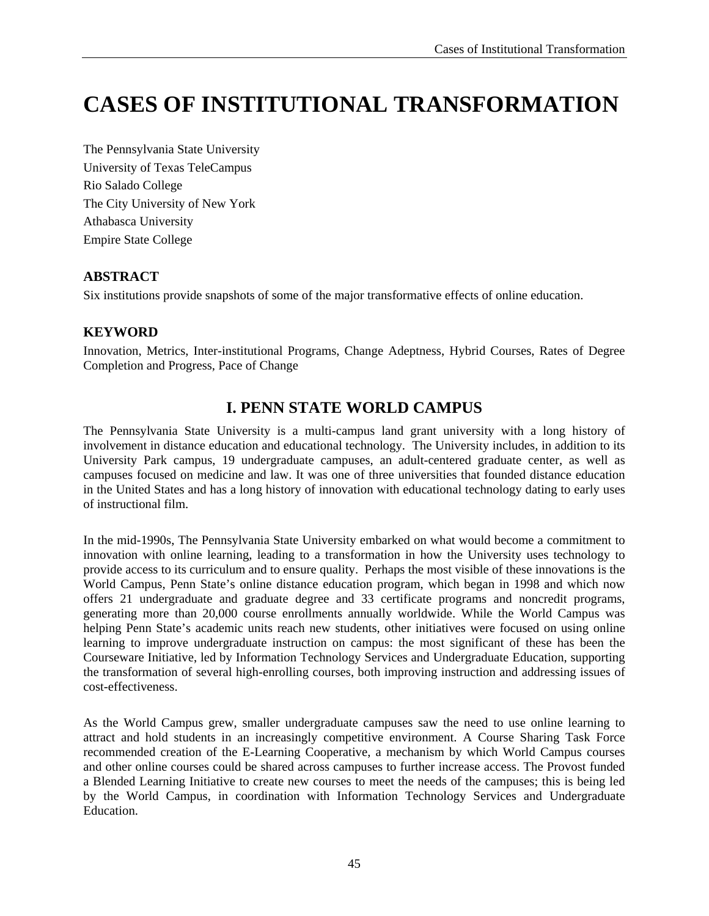# CASES OF INSTITUTIONAL TRANSFORMATION

The Pennsylvania State University
University of Texas TeleCampus
Rio Salado College
The City University of New York
Athabasca University
Empire State College

### ABSTRACT

Six institutions provide snapshots of some of the major transformative effects of online education.

### KEYWORD

Innovation, Metrics, Inter-institutional Programs, Change Adeptness, Hybrid Courses, Rates of Degree Completion and Progress, Pace of Change

## I. PENN STATE WORLD CAMPUS

The Pennsylvania State University is a multi-campus land grant university with a long history of involvement in distance education and educational technology. The University includes, in addition to its University Park campus, 19 undergraduate campuses, an adult-centered graduate center, as well as campuses focused on medicine and law. It was one of three universities that founded distance education in the United States and has a long history of innovation with educational technology dating to early uses of instructional film.

In the mid-1990s, The Pennsylvania State University embarked on what would become a commitment to innovation with online learning, leading to a transformation in how the University uses technology to provide access to its curriculum and to ensure quality. Perhaps the most visible of these innovations is the World Campus, Penn State's online distance education program, which began in 1998 and which now offers 21 undergraduate and graduate degree and 33 certificate programs and noncredit programs, generating more than 20,000 course enrollments annually worldwide. While the World Campus was helping Penn State's academic units reach new students, other initiatives were focused on using online learning to improve undergraduate instruction on campus: the most significant of these has been the Courseware Initiative, led by Information Technology Services and Undergraduate Education, supporting the transformation of several high-enrolling courses, both improving instruction and addressing issues of cost-effectiveness.

As the World Campus grew, smaller undergraduate campuses saw the need to use online learning to attract and hold students in an increasingly competitive environment. A Course Sharing Task Force recommended creation of the E-Learning Cooperative, a mechanism by which World Campus courses and other online courses could be shared across campuses to further increase access. The Provost funded a Blended Learning Initiative to create new courses to meet the needs of the campuses; this is being led by the World Campus, in coordination with Information Technology Services and Undergraduate Education.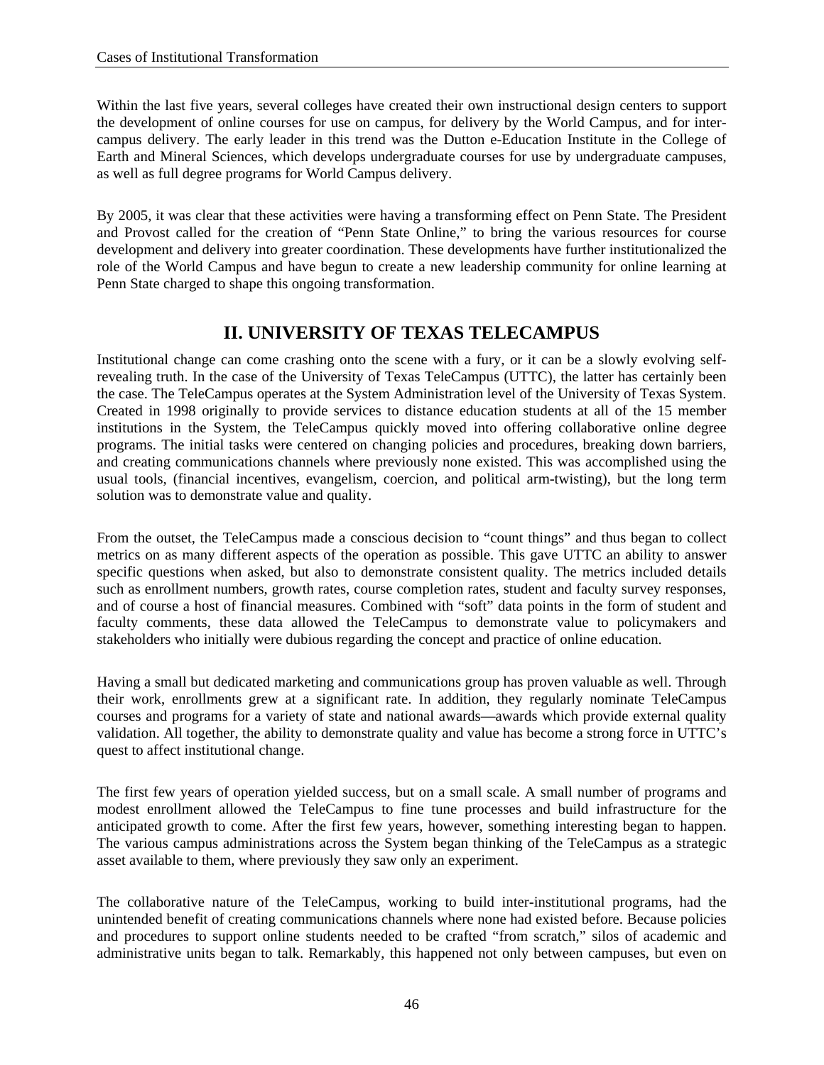Within the last five years, several colleges have created their own instructional design centers to support the development of online courses for use on campus, for delivery by the World Campus, and for inter-campus delivery. The early leader in this trend was the Dutton e-Education Institute in the College of Earth and Mineral Sciences, which develops undergraduate courses for use by undergraduate campuses, as well as full degree programs for World Campus delivery.

By 2005, it was clear that these activities were having a transforming effect on Penn State. The President and Provost called for the creation of "Penn State Online," to bring the various resources for course development and delivery into greater coordination. These developments have further institutionalized the role of the World Campus and have begun to create a new leadership community for online learning at Penn State charged to shape this ongoing transformation.

## II. UNIVERSITY OF TEXAS TELECAMPUS

Institutional change can come crashing onto the scene with a fury, or it can be a slowly evolving self-revealing truth. In the case of the University of Texas TeleCampus (UTTC), the latter has certainly been the case. The TeleCampus operates at the System Administration level of the University of Texas System. Created in 1998 originally to provide services to distance education students at all of the 15 member institutions in the System, the TeleCampus quickly moved into offering collaborative online degree programs. The initial tasks were centered on changing policies and procedures, breaking down barriers, and creating communications channels where previously none existed. This was accomplished using the usual tools, (financial incentives, evangelism, coercion, and political arm-twisting), but the long term solution was to demonstrate value and quality.

From the outset, the TeleCampus made a conscious decision to "count things" and thus began to collect metrics on as many different aspects of the operation as possible. This gave UTTC an ability to answer specific questions when asked, but also to demonstrate consistent quality. The metrics included details such as enrollment numbers, growth rates, course completion rates, student and faculty survey responses, and of course a host of financial measures. Combined with "soft" data points in the form of student and faculty comments, these data allowed the TeleCampus to demonstrate value to policymakers and stakeholders who initially were dubious regarding the concept and practice of online education.

Having a small but dedicated marketing and communications group has proven valuable as well. Through their work, enrollments grew at a significant rate. In addition, they regularly nominate TeleCampus courses and programs for a variety of state and national awards—awards which provide external quality validation. All together, the ability to demonstrate quality and value has become a strong force in UTTC's quest to affect institutional change.

The first few years of operation yielded success, but on a small scale. A small number of programs and modest enrollment allowed the TeleCampus to fine tune processes and build infrastructure for the anticipated growth to come. After the first few years, however, something interesting began to happen. The various campus administrations across the System began thinking of the TeleCampus as a strategic asset available to them, where previously they saw only an experiment.

The collaborative nature of the TeleCampus, working to build inter-institutional programs, had the unintended benefit of creating communications channels where none had existed before. Because policies and procedures to support online students needed to be crafted "from scratch," silos of academic and administrative units began to talk. Remarkably, this happened not only between campuses, but even on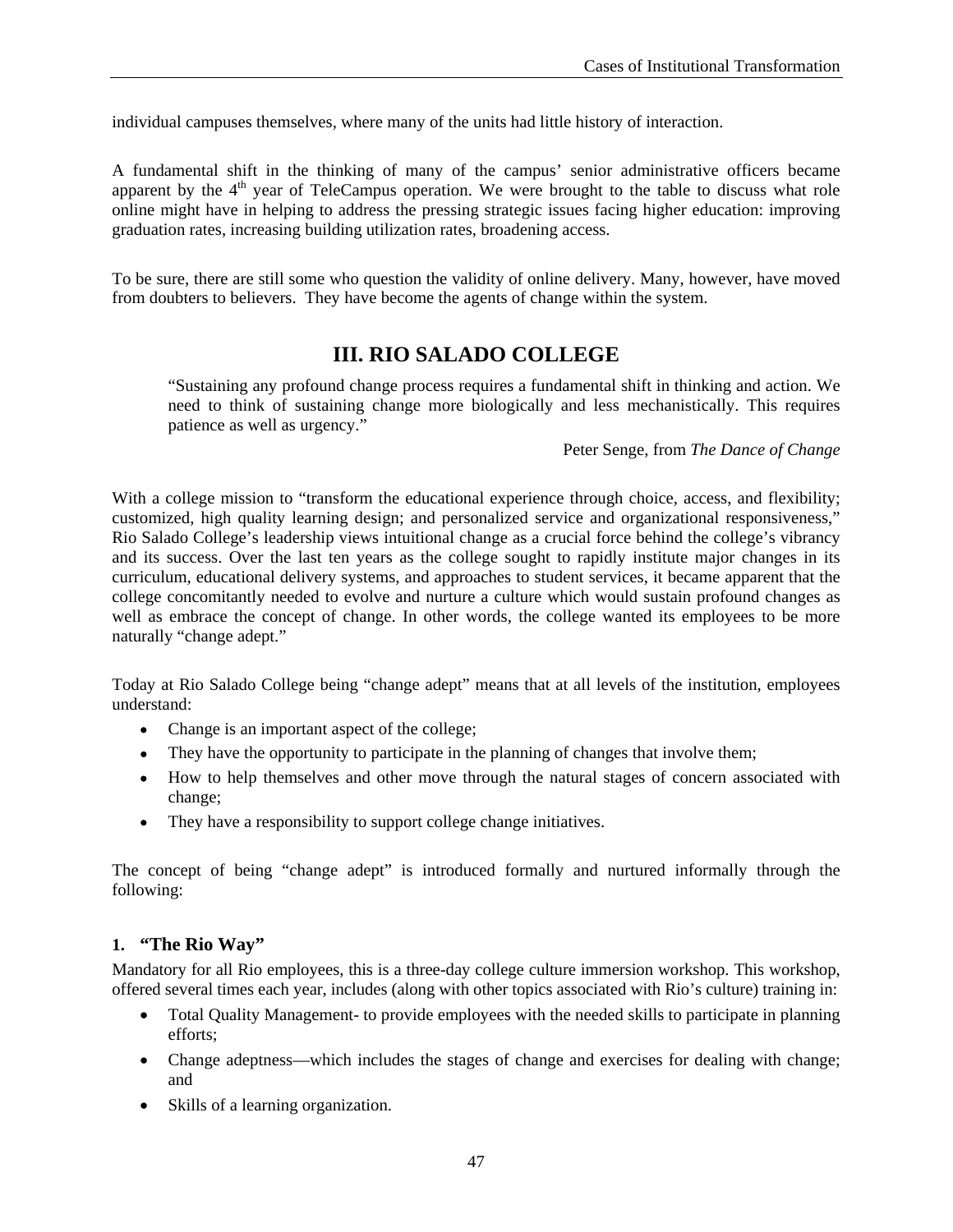individual campuses themselves, where many of the units had little history of interaction.

A fundamental shift in the thinking of many of the campus' senior administrative officers became apparent by the 4th year of TeleCampus operation. We were brought to the table to discuss what role online might have in helping to address the pressing strategic issues facing higher education: improving graduation rates, increasing building utilization rates, broadening access.

To be sure, there are still some who question the validity of online delivery. Many, however, have moved from doubters to believers. They have become the agents of change within the system.

## III. RIO SALADO COLLEGE

> "Sustaining any profound change process requires a fundamental shift in thinking and action. We need to think of sustaining change more biologically and less mechanistically. This requires patience as well as urgency."
>
> Peter Senge, from *The Dance of Change*

With a college mission to "transform the educational experience through choice, access, and flexibility; customized, high quality learning design; and personalized service and organizational responsiveness," Rio Salado College's leadership views intuitional change as a crucial force behind the college's vibrancy and its success. Over the last ten years as the college sought to rapidly institute major changes in its curriculum, educational delivery systems, and approaches to student services, it became apparent that the college concomitantly needed to evolve and nurture a culture which would sustain profound changes as well as embrace the concept of change. In other words, the college wanted its employees to be more naturally "change adept."

Today at Rio Salado College being "change adept" means that at all levels of the institution, employees understand:

- Change is an important aspect of the college;
- They have the opportunity to participate in the planning of changes that involve them;
- How to help themselves and other move through the natural stages of concern associated with change;
- They have a responsibility to support college change initiatives.

The concept of being "change adept" is introduced formally and nurtured informally through the following:

### 1. "The Rio Way"

Mandatory for all Rio employees, this is a three-day college culture immersion workshop. This workshop, offered several times each year, includes (along with other topics associated with Rio's culture) training in:

- Total Quality Management- to provide employees with the needed skills to participate in planning efforts;
- Change adeptness—which includes the stages of change and exercises for dealing with change; and
- Skills of a learning organization.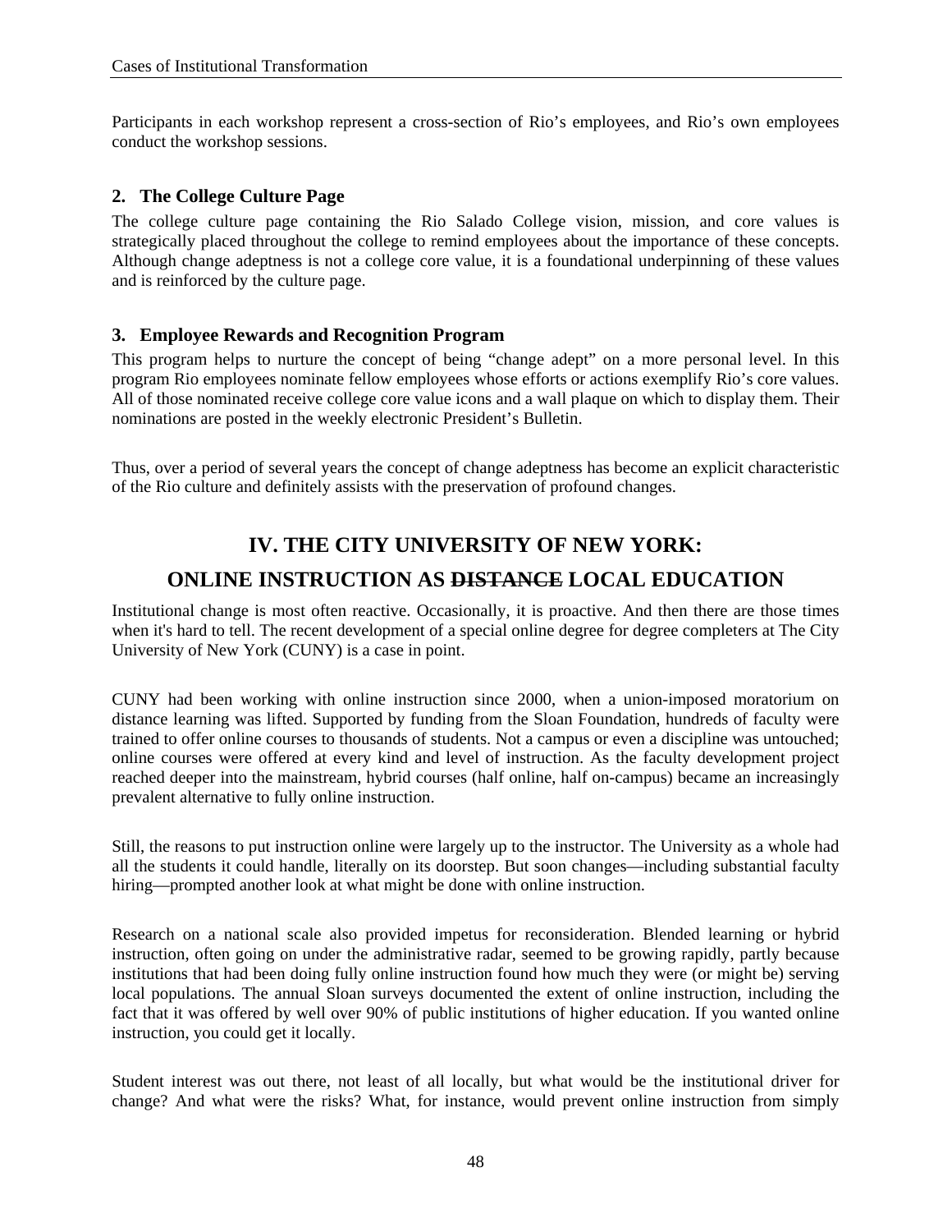Participants in each workshop represent a cross-section of Rio's employees, and Rio's own employees conduct the workshop sessions.

### 2. The College Culture Page

The college culture page containing the Rio Salado College vision, mission, and core values is strategically placed throughout the college to remind employees about the importance of these concepts. Although change adeptness is not a college core value, it is a foundational underpinning of these values and is reinforced by the culture page.

### 3. Employee Rewards and Recognition Program

This program helps to nurture the concept of being "change adept" on a more personal level. In this program Rio employees nominate fellow employees whose efforts or actions exemplify Rio's core values. All of those nominated receive college core value icons and a wall plaque on which to display them. Their nominations are posted in the weekly electronic President's Bulletin.

Thus, over a period of several years the concept of change adeptness has become an explicit characteristic of the Rio culture and definitely assists with the preservation of profound changes.

## IV. THE CITY UNIVERSITY OF NEW YORK: ONLINE INSTRUCTION AS ~~DISTANCE~~ LOCAL EDUCATION

Institutional change is most often reactive. Occasionally, it is proactive. And then there are those times when it's hard to tell. The recent development of a special online degree for degree completers at The City University of New York (CUNY) is a case in point.

CUNY had been working with online instruction since 2000, when a union-imposed moratorium on distance learning was lifted. Supported by funding from the Sloan Foundation, hundreds of faculty were trained to offer online courses to thousands of students. Not a campus or even a discipline was untouched; online courses were offered at every kind and level of instruction. As the faculty development project reached deeper into the mainstream, hybrid courses (half online, half on-campus) became an increasingly prevalent alternative to fully online instruction.

Still, the reasons to put instruction online were largely up to the instructor. The University as a whole had all the students it could handle, literally on its doorstep. But soon changes—including substantial faculty hiring—prompted another look at what might be done with online instruction.

Research on a national scale also provided impetus for reconsideration. Blended learning or hybrid instruction, often going on under the administrative radar, seemed to be growing rapidly, partly because institutions that had been doing fully online instruction found how much they were (or might be) serving local populations. The annual Sloan surveys documented the extent of online instruction, including the fact that it was offered by well over 90% of public institutions of higher education. If you wanted online instruction, you could get it locally.

Student interest was out there, not least of all locally, but what would be the institutional driver for change? And what were the risks? What, for instance, would prevent online instruction from simply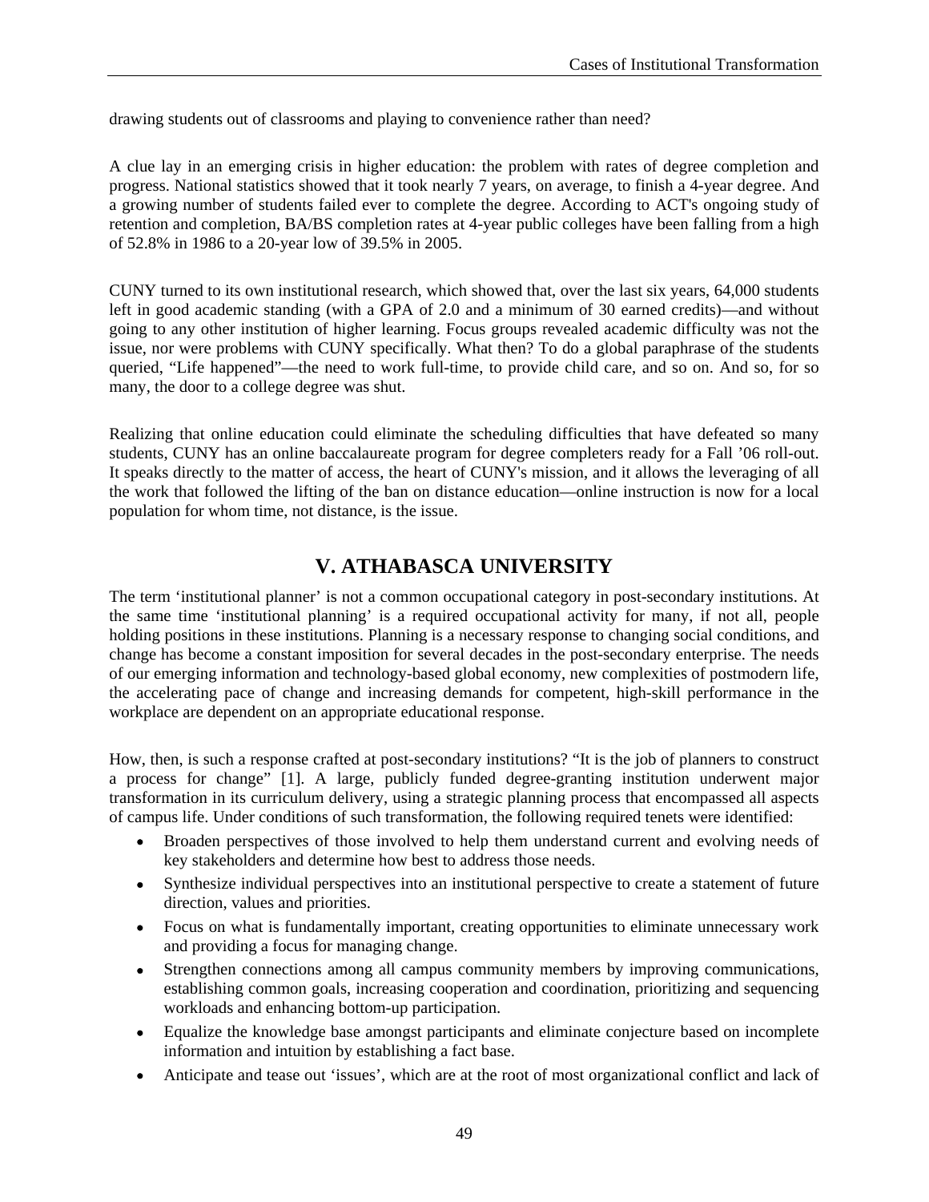drawing students out of classrooms and playing to convenience rather than need?

A clue lay in an emerging crisis in higher education: the problem with rates of degree completion and progress. National statistics showed that it took nearly 7 years, on average, to finish a 4-year degree. And a growing number of students failed ever to complete the degree. According to ACT's ongoing study of retention and completion, BA/BS completion rates at 4-year public colleges have been falling from a high of 52.8% in 1986 to a 20-year low of 39.5% in 2005.

CUNY turned to its own institutional research, which showed that, over the last six years, 64,000 students left in good academic standing (with a GPA of 2.0 and a minimum of 30 earned credits)—and without going to any other institution of higher learning. Focus groups revealed academic difficulty was not the issue, nor were problems with CUNY specifically. What then? To do a global paraphrase of the students queried, "Life happened"—the need to work full-time, to provide child care, and so on. And so, for so many, the door to a college degree was shut.

Realizing that online education could eliminate the scheduling difficulties that have defeated so many students, CUNY has an online baccalaureate program for degree completers ready for a Fall '06 roll-out. It speaks directly to the matter of access, the heart of CUNY's mission, and it allows the leveraging of all the work that followed the lifting of the ban on distance education—online instruction is now for a local population for whom time, not distance, is the issue.

## V. ATHABASCA UNIVERSITY

The term 'institutional planner' is not a common occupational category in post-secondary institutions. At the same time 'institutional planning' is a required occupational activity for many, if not all, people holding positions in these institutions. Planning is a necessary response to changing social conditions, and change has become a constant imposition for several decades in the post-secondary enterprise. The needs of our emerging information and technology-based global economy, new complexities of postmodern life, the accelerating pace of change and increasing demands for competent, high-skill performance in the workplace are dependent on an appropriate educational response.

How, then, is such a response crafted at post-secondary institutions? "It is the job of planners to construct a process for change" [1]. A large, publicly funded degree-granting institution underwent major transformation in its curriculum delivery, using a strategic planning process that encompassed all aspects of campus life. Under conditions of such transformation, the following required tenets were identified:

- Broaden perspectives of those involved to help them understand current and evolving needs of key stakeholders and determine how best to address those needs.
- Synthesize individual perspectives into an institutional perspective to create a statement of future direction, values and priorities.
- Focus on what is fundamentally important, creating opportunities to eliminate unnecessary work and providing a focus for managing change.
- Strengthen connections among all campus community members by improving communications, establishing common goals, increasing cooperation and coordination, prioritizing and sequencing workloads and enhancing bottom-up participation.
- Equalize the knowledge base amongst participants and eliminate conjecture based on incomplete information and intuition by establishing a fact base.
- Anticipate and tease out 'issues', which are at the root of most organizational conflict and lack of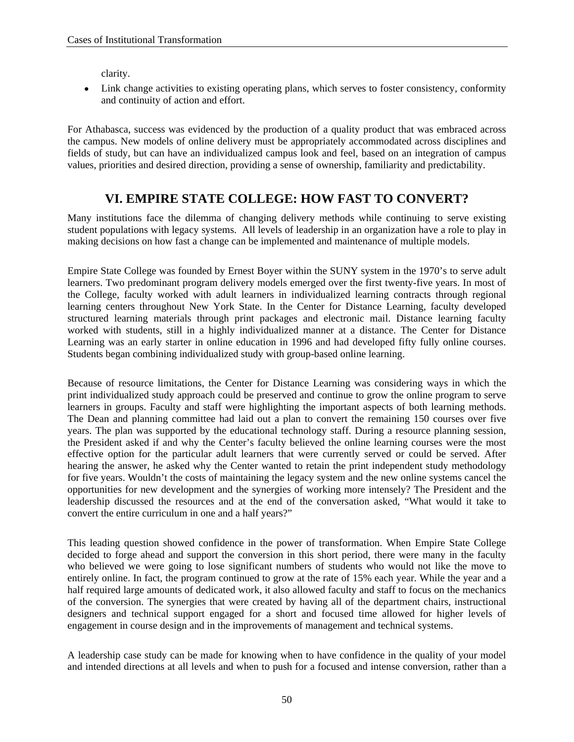clarity.

- Link change activities to existing operating plans, which serves to foster consistency, conformity and continuity of action and effort.

For Athabasca, success was evidenced by the production of a quality product that was embraced across the campus. New models of online delivery must be appropriately accommodated across disciplines and fields of study, but can have an individualized campus look and feel, based on an integration of campus values, priorities and desired direction, providing a sense of ownership, familiarity and predictability.

## VI. EMPIRE STATE COLLEGE: HOW FAST TO CONVERT?

Many institutions face the dilemma of changing delivery methods while continuing to serve existing student populations with legacy systems. All levels of leadership in an organization have a role to play in making decisions on how fast a change can be implemented and maintenance of multiple models.

Empire State College was founded by Ernest Boyer within the SUNY system in the 1970's to serve adult learners. Two predominant program delivery models emerged over the first twenty-five years. In most of the College, faculty worked with adult learners in individualized learning contracts through regional learning centers throughout New York State. In the Center for Distance Learning, faculty developed structured learning materials through print packages and electronic mail. Distance learning faculty worked with students, still in a highly individualized manner at a distance. The Center for Distance Learning was an early starter in online education in 1996 and had developed fifty fully online courses. Students began combining individualized study with group-based online learning.

Because of resource limitations, the Center for Distance Learning was considering ways in which the print individualized study approach could be preserved and continue to grow the online program to serve learners in groups. Faculty and staff were highlighting the important aspects of both learning methods. The Dean and planning committee had laid out a plan to convert the remaining 150 courses over five years. The plan was supported by the educational technology staff. During a resource planning session, the President asked if and why the Center's faculty believed the online learning courses were the most effective option for the particular adult learners that were currently served or could be served. After hearing the answer, he asked why the Center wanted to retain the print independent study methodology for five years. Wouldn't the costs of maintaining the legacy system and the new online systems cancel the opportunities for new development and the synergies of working more intensely? The President and the leadership discussed the resources and at the end of the conversation asked, "What would it take to convert the entire curriculum in one and a half years?"

This leading question showed confidence in the power of transformation. When Empire State College decided to forge ahead and support the conversion in this short period, there were many in the faculty who believed we were going to lose significant numbers of students who would not like the move to entirely online. In fact, the program continued to grow at the rate of 15% each year. While the year and a half required large amounts of dedicated work, it also allowed faculty and staff to focus on the mechanics of the conversion. The synergies that were created by having all of the department chairs, instructional designers and technical support engaged for a short and focused time allowed for higher levels of engagement in course design and in the improvements of management and technical systems.

A leadership case study can be made for knowing when to have confidence in the quality of your model and intended directions at all levels and when to push for a focused and intense conversion, rather than a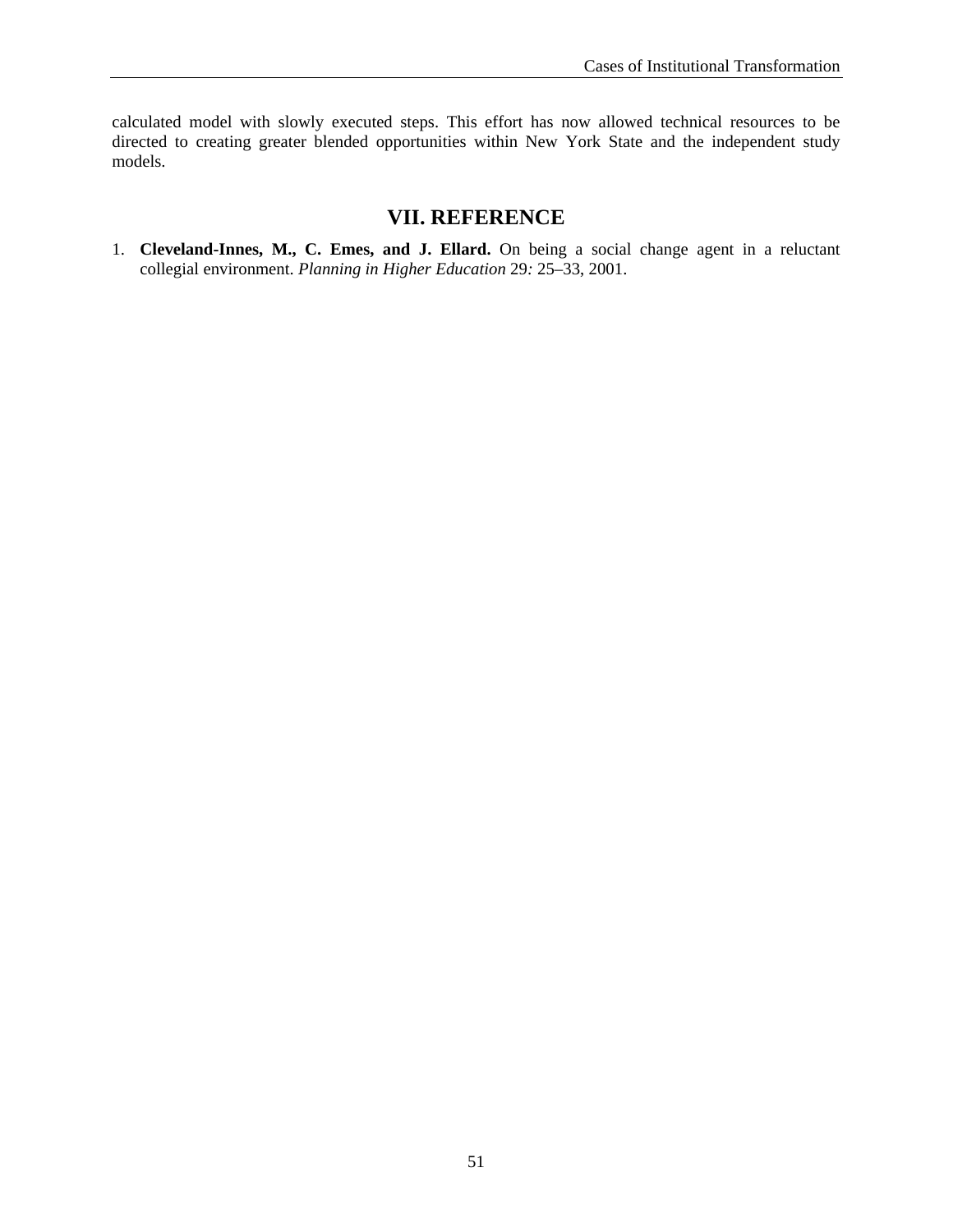calculated model with slowly executed steps. This effort has now allowed technical resources to be directed to creating greater blended opportunities within New York State and the independent study models.

## VII. REFERENCE

1. **Cleveland-Innes, M., C. Emes, and J. Ellard.** On being a social change agent in a reluctant collegial environment. *Planning in Higher Education* 29*:* 25–33, 2001.